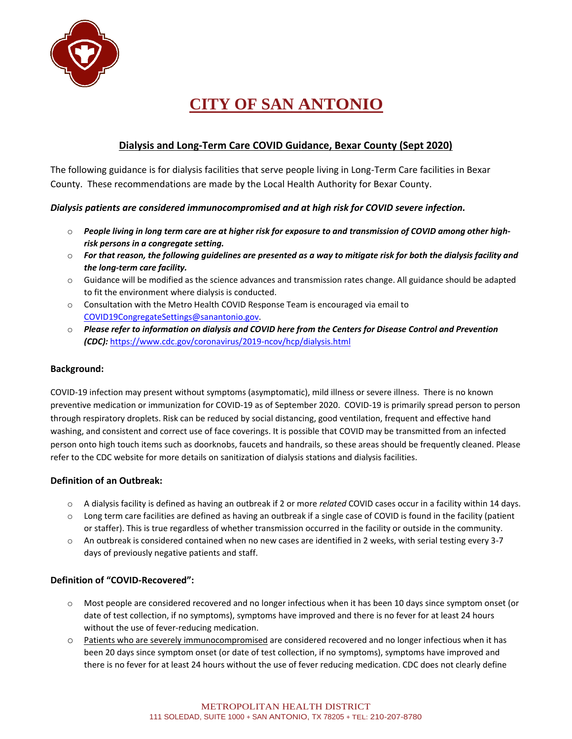# CITY OF SAN ANTONIO

## Dialysis and Long-Term Care COVID Guidance, Bexar County (Sept 2020)

The following guidance is for dialysis facilities that serve people living in Long-Term Care facilities in Bexar County. These recommendations are made by the Local Health Authority for Bexar County.

***Dialysis patients are considered immunocompromised and at high risk for COVID severe infection.***

- ***People living in long term care are at higher risk for exposure to and transmission of COVID among other high-risk persons in a congregate setting.***
- ***For that reason, the following guidelines are presented as a way to mitigate risk for both the dialysis facility and the long-term care facility.***
- Guidance will be modified as the science advances and transmission rates change. All guidance should be adapted to fit the environment where dialysis is conducted.
- Consultation with the Metro Health COVID Response Team is encouraged via email to COVID19CongregateSettings@sanantonio.gov.
- ***Please refer to information on dialysis and COVID here from the Centers for Disease Control and Prevention (CDC):*** https://www.cdc.gov/coronavirus/2019-ncov/hcp/dialysis.html

### Background:

COVID-19 infection may present without symptoms (asymptomatic), mild illness or severe illness. There is no known preventive medication or immunization for COVID-19 as of September 2020. COVID-19 is primarily spread person to person through respiratory droplets. Risk can be reduced by social distancing, good ventilation, frequent and effective hand washing, and consistent and correct use of face coverings. It is possible that COVID may be transmitted from an infected person onto high touch items such as doorknobs, faucets and handrails, so these areas should be frequently cleaned. Please refer to the CDC website for more details on sanitization of dialysis stations and dialysis facilities.

### Definition of an Outbreak:

- A dialysis facility is defined as having an outbreak if 2 or more *related* COVID cases occur in a facility within 14 days.
- Long term care facilities are defined as having an outbreak if a single case of COVID is found in the facility (patient or staffer). This is true regardless of whether transmission occurred in the facility or outside in the community.
- An outbreak is considered contained when no new cases are identified in 2 weeks, with serial testing every 3-7 days of previously negative patients and staff.

### Definition of "COVID-Recovered":

- Most people are considered recovered and no longer infectious when it has been 10 days since symptom onset (or date of test collection, if no symptoms), symptoms have improved and there is no fever for at least 24 hours without the use of fever-reducing medication.
- Patients who are severely immunocompromised are considered recovered and no longer infectious when it has been 20 days since symptom onset (or date of test collection, if no symptoms), symptoms have improved and there is no fever for at least 24 hours without the use of fever reducing medication. CDC does not clearly define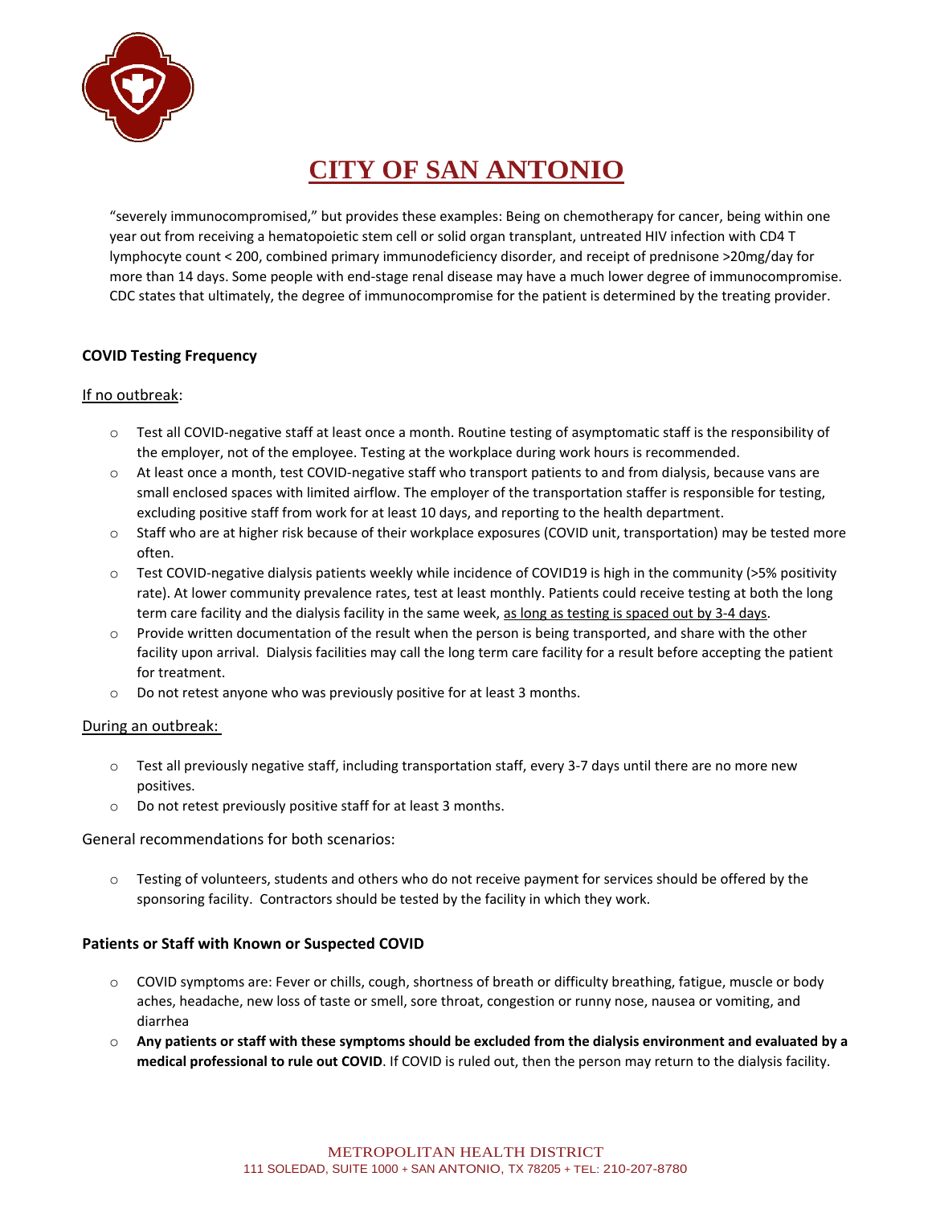"severely immunocompromised," but provides these examples: Being on chemotherapy for cancer, being within one year out from receiving a hematopoietic stem cell or solid organ transplant, untreated HIV infection with CD4 T lymphocyte count < 200, combined primary immunodeficiency disorder, and receipt of prednisone >20mg/day for more than 14 days. Some people with end-stage renal disease may have a much lower degree of immunocompromise. CDC states that ultimately, the degree of immunocompromise for the patient is determined by the treating provider.

**COVID Testing Frequency**

If no outbreak:

- Test all COVID-negative staff at least once a month. Routine testing of asymptomatic staff is the responsibility of the employer, not of the employee. Testing at the workplace during work hours is recommended.
- At least once a month, test COVID-negative staff who transport patients to and from dialysis, because vans are small enclosed spaces with limited airflow. The employer of the transportation staffer is responsible for testing, excluding positive staff from work for at least 10 days, and reporting to the health department.
- Staff who are at higher risk because of their workplace exposures (COVID unit, transportation) may be tested more often.
- Test COVID-negative dialysis patients weekly while incidence of COVID19 is high in the community (>5% positivity rate). At lower community prevalence rates, test at least monthly. Patients could receive testing at both the long term care facility and the dialysis facility in the same week, as long as testing is spaced out by 3-4 days.
- Provide written documentation of the result when the person is being transported, and share with the other facility upon arrival. Dialysis facilities may call the long term care facility for a result before accepting the patient for treatment.
- Do not retest anyone who was previously positive for at least 3 months.

During an outbreak:

- Test all previously negative staff, including transportation staff, every 3-7 days until there are no more new positives.
- Do not retest previously positive staff for at least 3 months.

General recommendations for both scenarios:

- Testing of volunteers, students and others who do not receive payment for services should be offered by the sponsoring facility. Contractors should be tested by the facility in which they work.

**Patients or Staff with Known or Suspected COVID**

- COVID symptoms are: Fever or chills, cough, shortness of breath or difficulty breathing, fatigue, muscle or body aches, headache, new loss of taste or smell, sore throat, congestion or runny nose, nausea or vomiting, and diarrhea
- **Any patients or staff with these symptoms should be excluded from the dialysis environment and evaluated by a medical professional to rule out COVID**. If COVID is ruled out, then the person may return to the dialysis facility.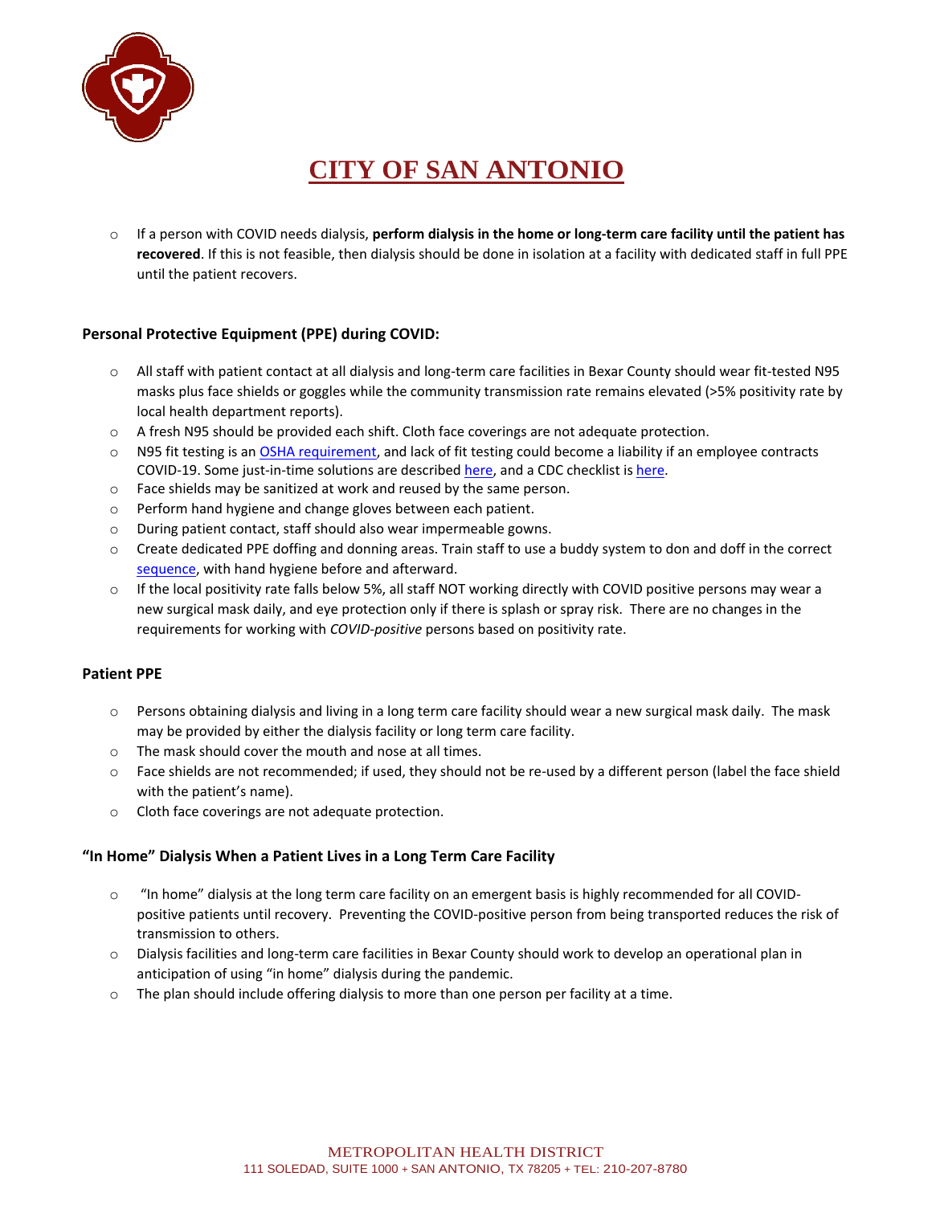- If a person with COVID needs dialysis, **perform dialysis in the home or long-term care facility until the patient has recovered**. If this is not feasible, then dialysis should be done in isolation at a facility with dedicated staff in full PPE until the patient recovers.

### Personal Protective Equipment (PPE) during COVID:

- All staff with patient contact at all dialysis and long-term care facilities in Bexar County should wear fit-tested N95 masks plus face shields or goggles while the community transmission rate remains elevated (>5% positivity rate by local health department reports).
- A fresh N95 should be provided each shift. Cloth face coverings are not adequate protection.
- N95 fit testing is an OSHA requirement, and lack of fit testing could become a liability if an employee contracts COVID-19. Some just-in-time solutions are described here, and a CDC checklist is here.
- Face shields may be sanitized at work and reused by the same person.
- Perform hand hygiene and change gloves between each patient.
- During patient contact, staff should also wear impermeable gowns.
- Create dedicated PPE doffing and donning areas. Train staff to use a buddy system to don and doff in the correct sequence, with hand hygiene before and afterward.
- If the local positivity rate falls below 5%, all staff NOT working directly with COVID positive persons may wear a new surgical mask daily, and eye protection only if there is splash or spray risk. There are no changes in the requirements for working with *COVID-positive* persons based on positivity rate.

### Patient PPE

- Persons obtaining dialysis and living in a long term care facility should wear a new surgical mask daily. The mask may be provided by either the dialysis facility or long term care facility.
- The mask should cover the mouth and nose at all times.
- Face shields are not recommended; if used, they should not be re-used by a different person (label the face shield with the patient's name).
- Cloth face coverings are not adequate protection.

### "In Home" Dialysis When a Patient Lives in a Long Term Care Facility

- "In home" dialysis at the long term care facility on an emergent basis is highly recommended for all COVID-positive patients until recovery. Preventing the COVID-positive person from being transported reduces the risk of transmission to others.
- Dialysis facilities and long-term care facilities in Bexar County should work to develop an operational plan in anticipation of using "in home" dialysis during the pandemic.
- The plan should include offering dialysis to more than one person per facility at a time.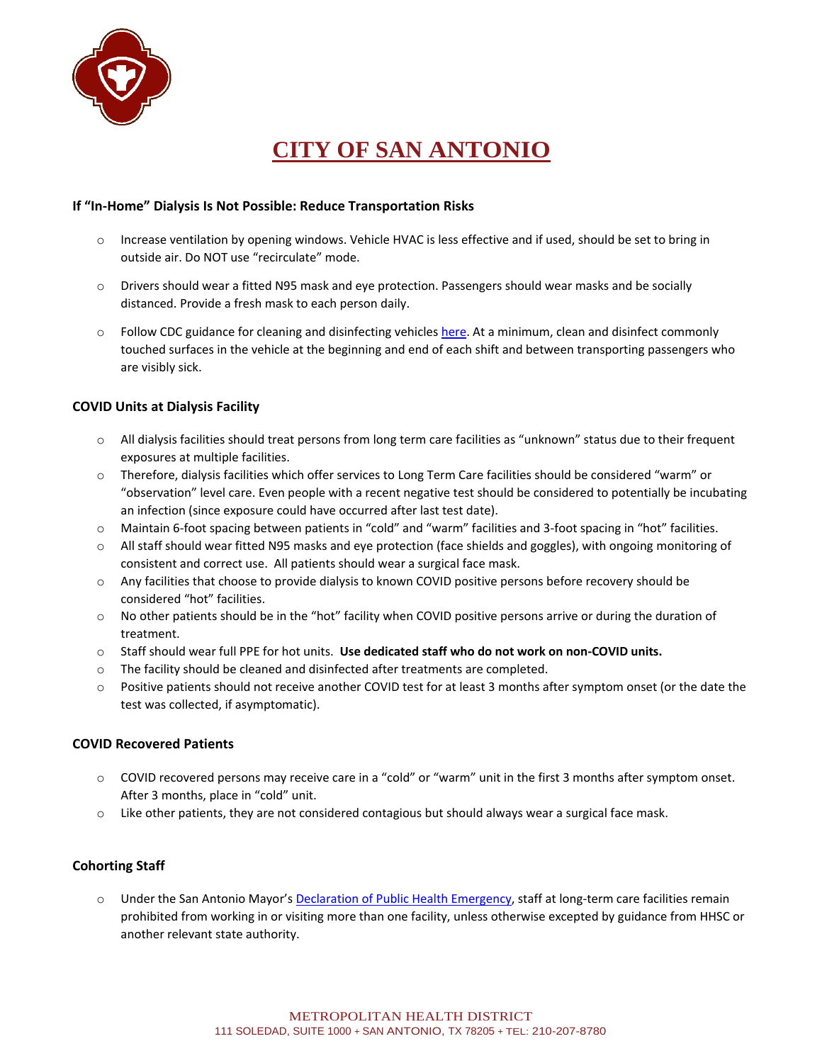# CITY OF SAN ANTONIO

### If "In-Home" Dialysis Is Not Possible: Reduce Transportation Risks

- Increase ventilation by opening windows. Vehicle HVAC is less effective and if used, should be set to bring in outside air. Do NOT use "recirculate" mode.
- Drivers should wear a fitted N95 mask and eye protection. Passengers should wear masks and be socially distanced. Provide a fresh mask to each person daily.
- Follow CDC guidance for cleaning and disinfecting vehicles here. At a minimum, clean and disinfect commonly touched surfaces in the vehicle at the beginning and end of each shift and between transporting passengers who are visibly sick.

### COVID Units at Dialysis Facility

- All dialysis facilities should treat persons from long term care facilities as "unknown" status due to their frequent exposures at multiple facilities.
- Therefore, dialysis facilities which offer services to Long Term Care facilities should be considered "warm" or "observation" level care. Even people with a recent negative test should be considered to potentially be incubating an infection (since exposure could have occurred after last test date).
- Maintain 6-foot spacing between patients in "cold" and "warm" facilities and 3-foot spacing in "hot" facilities.
- All staff should wear fitted N95 masks and eye protection (face shields and goggles), with ongoing monitoring of consistent and correct use. All patients should wear a surgical face mask.
- Any facilities that choose to provide dialysis to known COVID positive persons before recovery should be considered "hot" facilities.
- No other patients should be in the "hot" facility when COVID positive persons arrive or during the duration of treatment.
- Staff should wear full PPE for hot units. **Use dedicated staff who do not work on non-COVID units.**
- The facility should be cleaned and disinfected after treatments are completed.
- Positive patients should not receive another COVID test for at least 3 months after symptom onset (or the date the test was collected, if asymptomatic).

### COVID Recovered Patients

- COVID recovered persons may receive care in a "cold" or "warm" unit in the first 3 months after symptom onset. After 3 months, place in "cold" unit.
- Like other patients, they are not considered contagious but should always wear a surgical face mask.

### Cohorting Staff

- Under the San Antonio Mayor's Declaration of Public Health Emergency, staff at long-term care facilities remain prohibited from working in or visiting more than one facility, unless otherwise excepted by guidance from HHSC or another relevant state authority.

METROPOLITAN HEALTH DISTRICT
111 SOLEDAD, SUITE 1000 + SAN ANTONIO, TX 78205 + TEL: 210-207-8780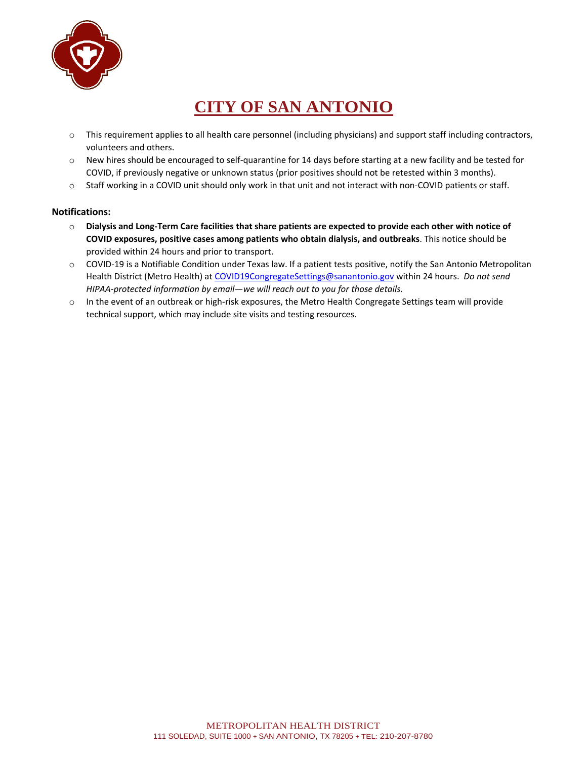# CITY OF SAN ANTONIO

- This requirement applies to all health care personnel (including physicians) and support staff including contractors, volunteers and others.
- New hires should be encouraged to self-quarantine for 14 days before starting at a new facility and be tested for COVID, if previously negative or unknown status (prior positives should not be retested within 3 months).
- Staff working in a COVID unit should only work in that unit and not interact with non-COVID patients or staff.

**Notifications:**

- **Dialysis and Long-Term Care facilities that share patients are expected to provide each other with notice of COVID exposures, positive cases among patients who obtain dialysis, and outbreaks**. This notice should be provided within 24 hours and prior to transport.
- COVID-19 is a Notifiable Condition under Texas law. If a patient tests positive, notify the San Antonio Metropolitan Health District (Metro Health) at COVID19CongregateSettings@sanantonio.gov within 24 hours. *Do not send HIPAA-protected information by email—we will reach out to you for those details.*
- In the event of an outbreak or high-risk exposures, the Metro Health Congregate Settings team will provide technical support, which may include site visits and testing resources.